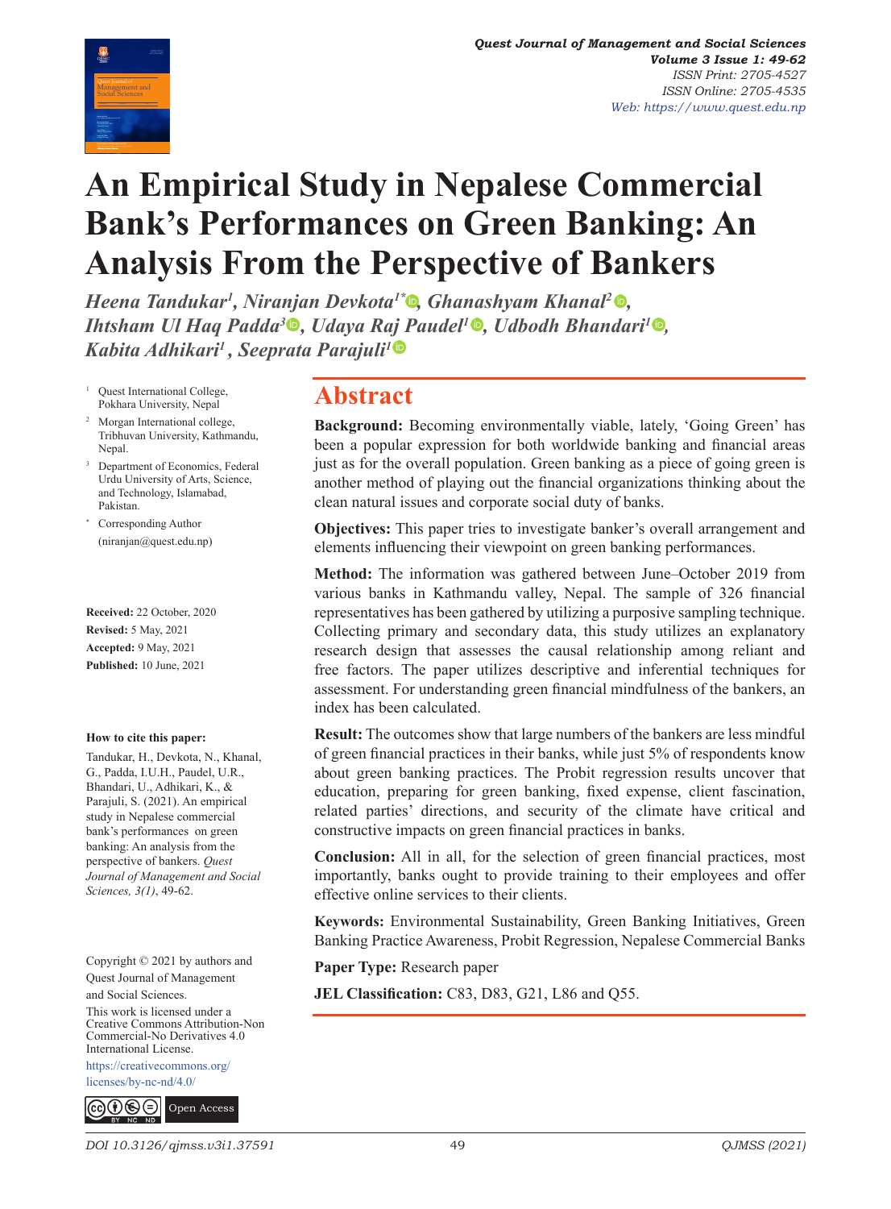# An Empirical Study in Nepalese Commercial Bank's Performances on Green Banking: An Analysis From the Perspective of Bankers

*Heena Tandukar[1], Niranjan Devkota[1*], Ghanashyam Khanal[2], Ihtsham Ul Haq Padda[3], Udaya Raj Paudel[1], Udbodh Bhandari[1], Kabita Adhikari[1], Seeprata Parajuli[1]*

[1] Quest International College, Pokhara University, Nepal

[2] Morgan International college, Tribhuvan University, Kathmandu, Nepal.

[3] Department of Economics, Federal Urdu University of Arts, Science, and Technology, Islamabad, Pakistan.

[*] Corresponding Author (niranjan@quest.edu.np)

**Received:** 22 October, 2020
**Revised:** 5 May, 2021
**Accepted:** 9 May, 2021
**Published:** 10 June, 2021

**How to cite this paper:**

Tandukar, H., Devkota, N., Khanal, G., Padda, I.U.H., Paudel, U.R., Bhandari, U., Adhikari, K., & Parajuli, S. (2021). An empirical study in Nepalese commercial bank's performances on green banking: An analysis from the perspective of bankers. *Quest Journal of Management and Social Sciences, 3(1)*, 49-62.

Copyright © 2021 by authors and Quest Journal of Management and Social Sciences.

This work is licensed under a Creative Commons Attribution-Non Commercial-No Derivatives 4.0 International License.

https://creativecommons.org/licenses/by-nc-nd/4.0/

Open Access

## Abstract

**Background:** Becoming environmentally viable, lately, 'Going Green' has been a popular expression for both worldwide banking and financial areas just as for the overall population. Green banking as a piece of going green is another method of playing out the financial organizations thinking about the clean natural issues and corporate social duty of banks.

**Objectives:** This paper tries to investigate banker's overall arrangement and elements influencing their viewpoint on green banking performances.

**Method:** The information was gathered between June–October 2019 from various banks in Kathmandu valley, Nepal. The sample of 326 financial representatives has been gathered by utilizing a purposive sampling technique. Collecting primary and secondary data, this study utilizes an explanatory research design that assesses the causal relationship among reliant and free factors. The paper utilizes descriptive and inferential techniques for assessment. For understanding green financial mindfulness of the bankers, an index has been calculated.

**Result:** The outcomes show that large numbers of the bankers are less mindful of green financial practices in their banks, while just 5% of respondents know about green banking practices. The Probit regression results uncover that education, preparing for green banking, fixed expense, client fascination, related parties' directions, and security of the climate have critical and constructive impacts on green financial practices in banks.

**Conclusion:** All in all, for the selection of green financial practices, most importantly, banks ought to provide training to their employees and offer effective online services to their clients.

**Keywords:** Environmental Sustainability, Green Banking Initiatives, Green Banking Practice Awareness, Probit Regression, Nepalese Commercial Banks

**Paper Type:** Research paper

**JEL Classification:** C83, D83, G21, L86 and Q55.

DOI 10.3126/qjmss.v3i1.37591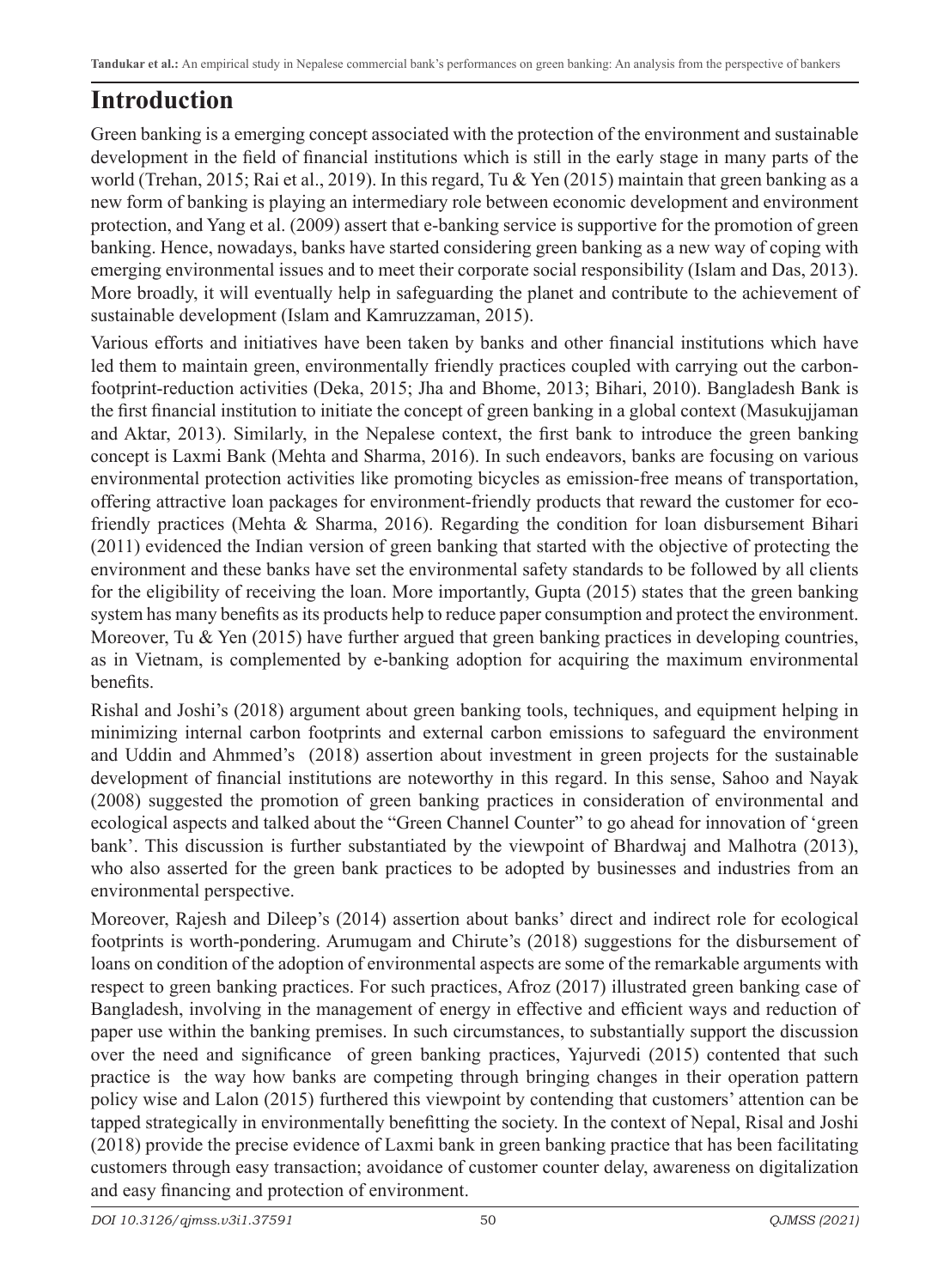# Introduction

Green banking is a emerging concept associated with the protection of the environment and sustainable development in the field of financial institutions which is still in the early stage in many parts of the world (Trehan, 2015; Rai et al., 2019). In this regard, Tu & Yen (2015) maintain that green banking as a new form of banking is playing an intermediary role between economic development and environment protection, and Yang et al. (2009) assert that e-banking service is supportive for the promotion of green banking. Hence, nowadays, banks have started considering green banking as a new way of coping with emerging environmental issues and to meet their corporate social responsibility (Islam and Das, 2013). More broadly, it will eventually help in safeguarding the planet and contribute to the achievement of sustainable development (Islam and Kamruzzaman, 2015).

Various efforts and initiatives have been taken by banks and other financial institutions which have led them to maintain green, environmentally friendly practices coupled with carrying out the carbon-footprint-reduction activities (Deka, 2015; Jha and Bhome, 2013; Bihari, 2010). Bangladesh Bank is the first financial institution to initiate the concept of green banking in a global context (Masukujjaman and Aktar, 2013). Similarly, in the Nepalese context, the first bank to introduce the green banking concept is Laxmi Bank (Mehta and Sharma, 2016). In such endeavors, banks are focusing on various environmental protection activities like promoting bicycles as emission-free means of transportation, offering attractive loan packages for environment-friendly products that reward the customer for eco-friendly practices (Mehta & Sharma, 2016). Regarding the condition for loan disbursement Bihari (2011) evidenced the Indian version of green banking that started with the objective of protecting the environment and these banks have set the environmental safety standards to be followed by all clients for the eligibility of receiving the loan. More importantly, Gupta (2015) states that the green banking system has many benefits as its products help to reduce paper consumption and protect the environment. Moreover, Tu & Yen (2015) have further argued that green banking practices in developing countries, as in Vietnam, is complemented by e-banking adoption for acquiring the maximum environmental benefits.

Rishal and Joshi's (2018) argument about green banking tools, techniques, and equipment helping in minimizing internal carbon footprints and external carbon emissions to safeguard the environment and Uddin and Ahmmed's (2018) assertion about investment in green projects for the sustainable development of financial institutions are noteworthy in this regard. In this sense, Sahoo and Nayak (2008) suggested the promotion of green banking practices in consideration of environmental and ecological aspects and talked about the "Green Channel Counter" to go ahead for innovation of 'green bank'. This discussion is further substantiated by the viewpoint of Bhardwaj and Malhotra (2013), who also asserted for the green bank practices to be adopted by businesses and industries from an environmental perspective.

Moreover, Rajesh and Dileep's (2014) assertion about banks' direct and indirect role for ecological footprints is worth-pondering. Arumugam and Chirute's (2018) suggestions for the disbursement of loans on condition of the adoption of environmental aspects are some of the remarkable arguments with respect to green banking practices. For such practices, Afroz (2017) illustrated green banking case of Bangladesh, involving in the management of energy in effective and efficient ways and reduction of paper use within the banking premises. In such circumstances, to substantially support the discussion over the need and significance of green banking practices, Yajurvedi (2015) contented that such practice is the way how banks are competing through bringing changes in their operation pattern policy wise and Lalon (2015) furthered this viewpoint by contending that customers' attention can be tapped strategically in environmentally benefitting the society. In the context of Nepal, Risal and Joshi (2018) provide the precise evidence of Laxmi bank in green banking practice that has been facilitating customers through easy transaction; avoidance of customer counter delay, awareness on digitalization and easy financing and protection of environment.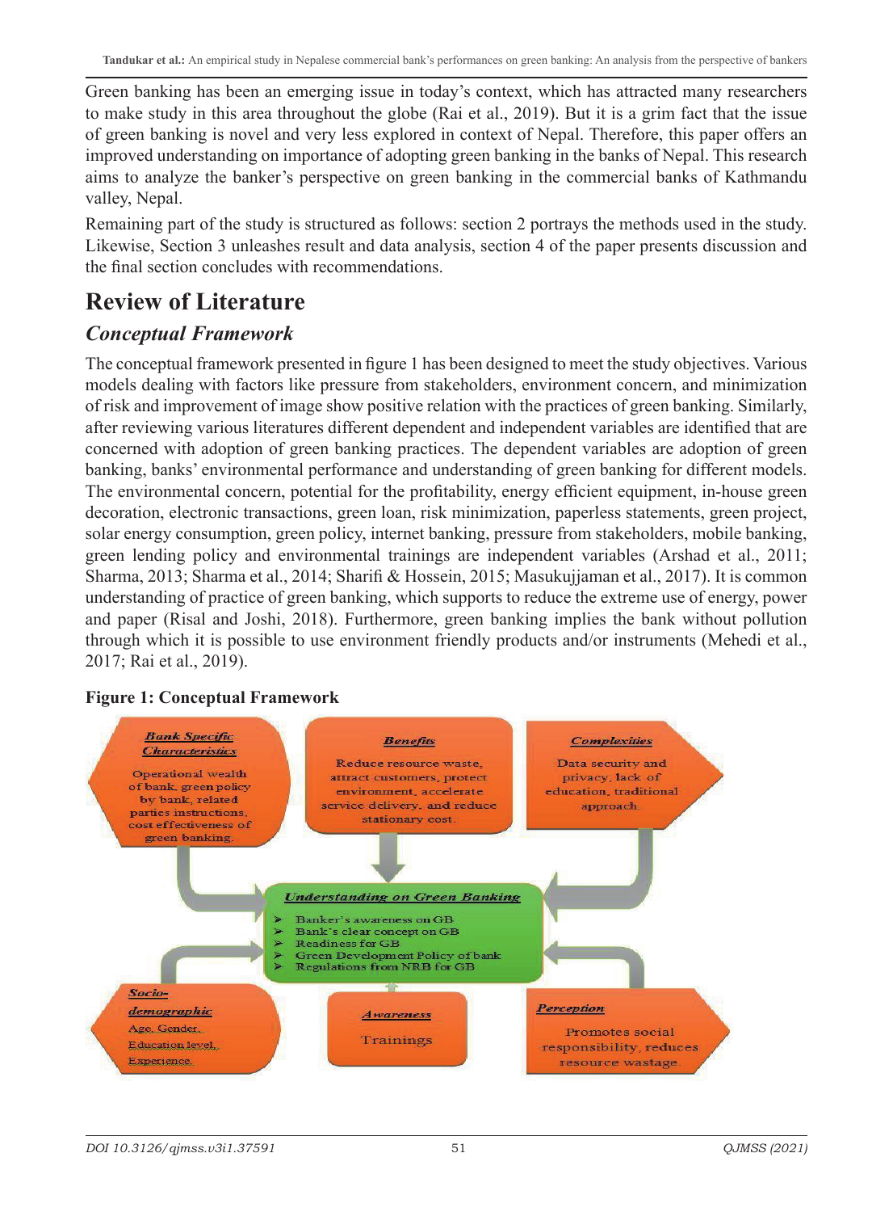Green banking has been an emerging issue in today's context, which has attracted many researchers to make study in this area throughout the globe (Rai et al., 2019). But it is a grim fact that the issue of green banking is novel and very less explored in context of Nepal. Therefore, this paper offers an improved understanding on importance of adopting green banking in the banks of Nepal. This research aims to analyze the banker's perspective on green banking in the commercial banks of Kathmandu valley, Nepal.

Remaining part of the study is structured as follows: section 2 portrays the methods used in the study. Likewise, Section 3 unleashes result and data analysis, section 4 of the paper presents discussion and the final section concludes with recommendations.

# Review of Literature

## *Conceptual Framework*

The conceptual framework presented in figure 1 has been designed to meet the study objectives. Various models dealing with factors like pressure from stakeholders, environment concern, and minimization of risk and improvement of image show positive relation with the practices of green banking. Similarly, after reviewing various literatures different dependent and independent variables are identified that are concerned with adoption of green banking practices. The dependent variables are adoption of green banking, banks' environmental performance and understanding of green banking for different models. The environmental concern, potential for the profitability, energy efficient equipment, in-house green decoration, electronic transactions, green loan, risk minimization, paperless statements, green project, solar energy consumption, green policy, internet banking, pressure from stakeholders, mobile banking, green lending policy and environmental trainings are independent variables (Arshad et al., 2011; Sharma, 2013; Sharma et al., 2014; Sharifi & Hossein, 2015; Masukujjaman et al., 2017). It is common understanding of practice of green banking, which supports to reduce the extreme use of energy, power and paper (Risal and Joshi, 2018). Furthermore, green banking implies the bank without pollution through which it is possible to use environment friendly products and/or instruments (Mehedi et al., 2017; Rai et al., 2019).

**Figure 1: Conceptual Framework**

**Bank Specific Characteristics**: Operational wealth of bank, green policy by bank, related parties instructions, cost effectiveness of green banking.

**Benefits**: Reduce resource waste, attract customers, protect environment, accelerate service delivery, and reduce stationary cost.

**Complexities**: Data security and privacy, lack of education, traditional approach.

**Understanding on Green Banking**

- Banker's awareness on GB
- Bank's clear concept on GB
- Readiness for GB
- Green Development Policy of bank
- Regulations from NRB for GB

**Socio-demographic**: Age, Gender, Education level, Experience.

**Awareness**: Trainings

**Perception**: Promotes social responsibility, reduces resource wastage.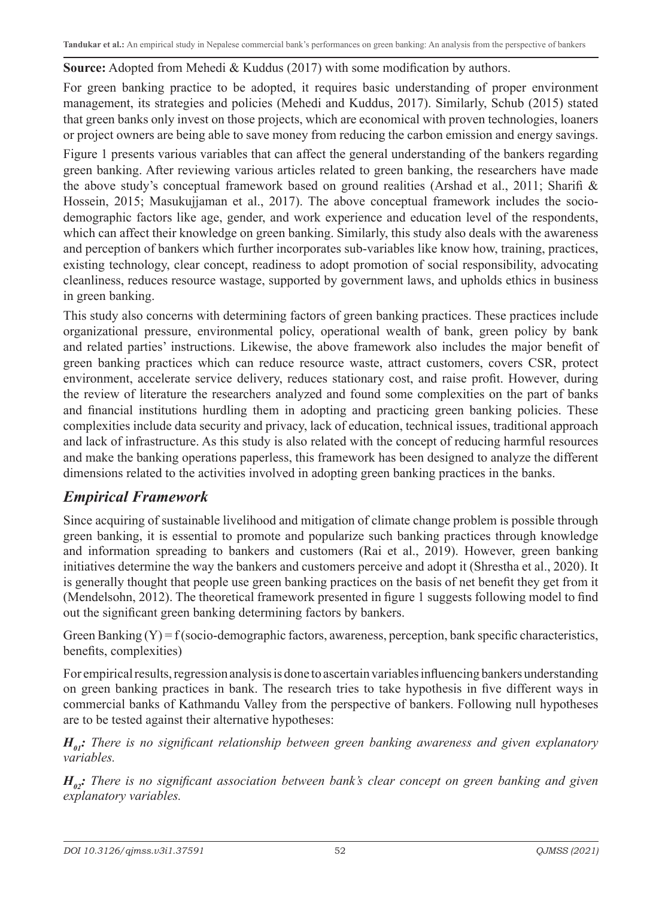**Source:** Adopted from Mehedi & Kuddus (2017) with some modification by authors.

For green banking practice to be adopted, it requires basic understanding of proper environment management, its strategies and policies (Mehedi and Kuddus, 2017). Similarly, Schub (2015) stated that green banks only invest on those projects, which are economical with proven technologies, loaners or project owners are being able to save money from reducing the carbon emission and energy savings.

Figure 1 presents various variables that can affect the general understanding of the bankers regarding green banking. After reviewing various articles related to green banking, the researchers have made the above study's conceptual framework based on ground realities (Arshad et al., 2011; Sharifi & Hossein, 2015; Masukujjaman et al., 2017). The above conceptual framework includes the socio-demographic factors like age, gender, and work experience and education level of the respondents, which can affect their knowledge on green banking. Similarly, this study also deals with the awareness and perception of bankers which further incorporates sub-variables like know how, training, practices, existing technology, clear concept, readiness to adopt promotion of social responsibility, advocating cleanliness, reduces resource wastage, supported by government laws, and upholds ethics in business in green banking.

This study also concerns with determining factors of green banking practices. These practices include organizational pressure, environmental policy, operational wealth of bank, green policy by bank and related parties' instructions. Likewise, the above framework also includes the major benefit of green banking practices which can reduce resource waste, attract customers, covers CSR, protect environment, accelerate service delivery, reduces stationary cost, and raise profit. However, during the review of literature the researchers analyzed and found some complexities on the part of banks and financial institutions hurdling them in adopting and practicing green banking policies. These complexities include data security and privacy, lack of education, technical issues, traditional approach and lack of infrastructure. As this study is also related with the concept of reducing harmful resources and make the banking operations paperless, this framework has been designed to analyze the different dimensions related to the activities involved in adopting green banking practices in the banks.

## *Empirical Framework*

Since acquiring of sustainable livelihood and mitigation of climate change problem is possible through green banking, it is essential to promote and popularize such banking practices through knowledge and information spreading to bankers and customers (Rai et al., 2019). However, green banking initiatives determine the way the bankers and customers perceive and adopt it (Shrestha et al., 2020). It is generally thought that people use green banking practices on the basis of net benefit they get from it (Mendelsohn, 2012). The theoretical framework presented in figure 1 suggests following model to find out the significant green banking determining factors by bankers.

Green Banking (Y) = f (socio-demographic factors, awareness, perception, bank specific characteristics, benefits, complexities)

For empirical results, regression analysis is done to ascertain variables influencing bankers understanding on green banking practices in bank. The research tries to take hypothesis in five different ways in commercial banks of Kathmandu Valley from the perspective of bankers. Following null hypotheses are to be tested against their alternative hypotheses:

***$H_{01}$:*** *There is no significant relationship between green banking awareness and given explanatory variables.*

***$H_{02}$:*** *There is no significant association between bank's clear concept on green banking and given explanatory variables.*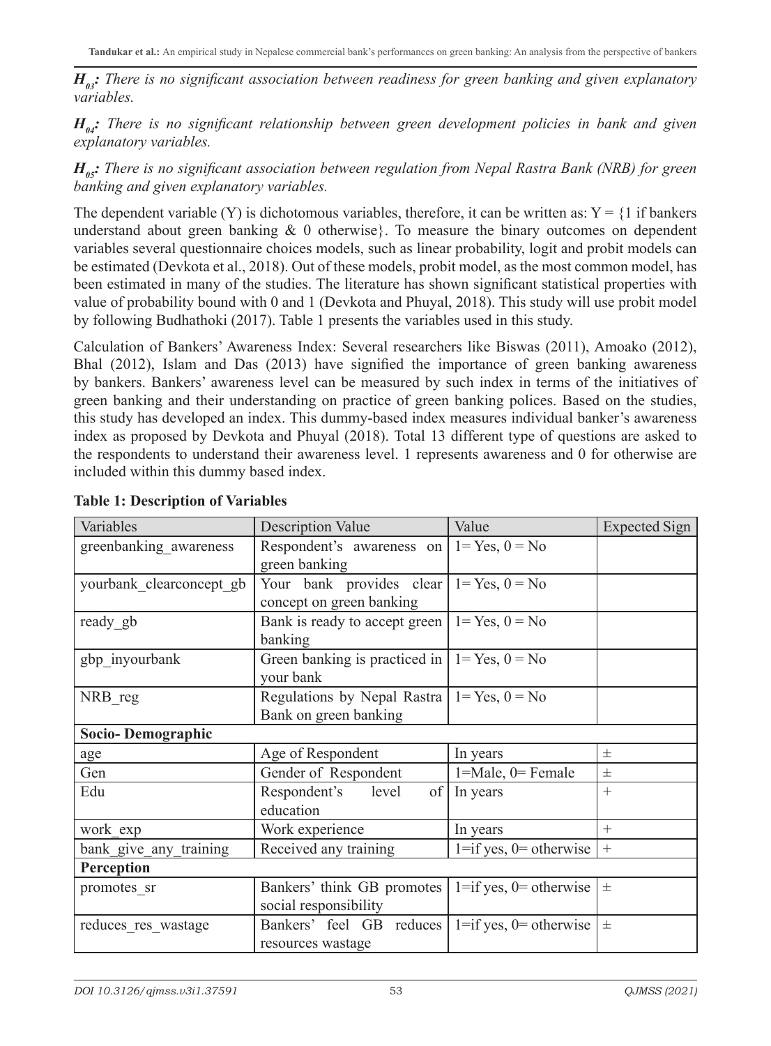***$H_{03}$: There is no significant association between readiness for green banking and given explanatory variables.***

***$H_{04}$: There is no significant relationship between green development policies in bank and given explanatory variables.***

***$H_{05}$: There is no significant association between regulation from Nepal Rastra Bank (NRB) for green banking and given explanatory variables.***

The dependent variable (Y) is dichotomous variables, therefore, it can be written as: Y = {1 if bankers understand about green banking & 0 otherwise}. To measure the binary outcomes on dependent variables several questionnaire choices models, such as linear probability, logit and probit models can be estimated (Devkota et al., 2018). Out of these models, probit model, as the most common model, has been estimated in many of the studies. The literature has shown significant statistical properties with value of probability bound with 0 and 1 (Devkota and Phuyal, 2018). This study will use probit model by following Budhathoki (2017). Table 1 presents the variables used in this study.

Calculation of Bankers' Awareness Index: Several researchers like Biswas (2011), Amoako (2012), Bhal (2012), Islam and Das (2013) have signified the importance of green banking awareness by bankers. Bankers' awareness level can be measured by such index in terms of the initiatives of green banking and their understanding on practice of green banking polices. Based on the studies, this study has developed an index. This dummy-based index measures individual banker's awareness index as proposed by Devkota and Phuyal (2018). Total 13 different type of questions are asked to the respondents to understand their awareness level. 1 represents awareness and 0 for otherwise are included within this dummy based index.

**Table 1: Description of Variables**

| Variables | Description Value | Value | Expected Sign |
|---|---|---|---|
| greenbanking_awareness | Respondent's awareness on green banking | 1= Yes, 0 = No | |
| yourbank_clearconcept_gb | Your bank provides clear concept on green banking | 1= Yes, 0 = No | |
| ready_gb | Bank is ready to accept green banking | 1= Yes, 0 = No | |
| gbp_inyourbank | Green banking is practiced in your bank | 1= Yes, 0 = No | |
| NRB_reg | Regulations by Nepal Rastra Bank on green banking | 1= Yes, 0 = No | |
| **Socio- Demographic** | | | |
| age | Age of Respondent | In years | ± |
| Gen | Gender of Respondent | 1=Male, 0= Female | ± |
| Edu | Respondent's level of education | In years | + |
| work_exp | Work experience | In years | + |
| bank_give_any_training | Received any training | 1=if yes, 0= otherwise | + |
| **Perception** | | | |
| promotes_sr | Bankers' think GB promotes social responsibility | 1=if yes, 0= otherwise | ± |
| reduces_res_wastage | Bankers' feel GB reduces resources wastage | 1=if yes, 0= otherwise | ± |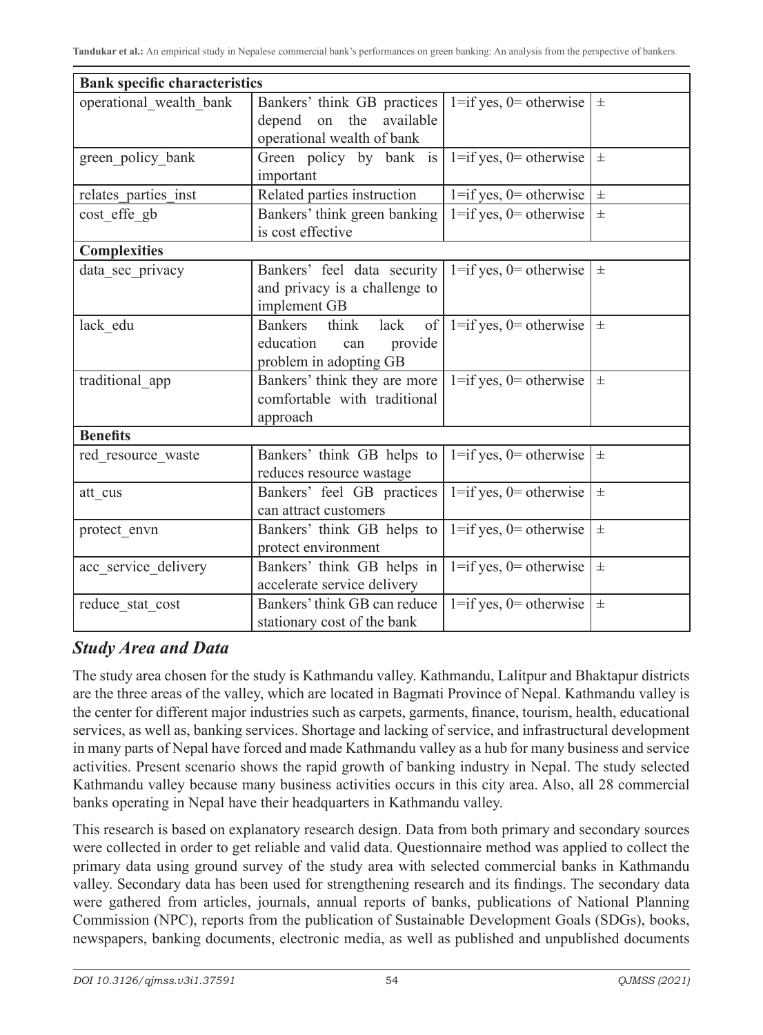| Bank specific characteristics | | | |
|---|---|---|---|
| operational_wealth_bank | Bankers' think GB practices depend on the available operational wealth of bank | 1=if yes, 0= otherwise | ± |
| green_policy_bank | Green policy by bank is important | 1=if yes, 0= otherwise | ± |
| relates_parties_inst | Related parties instruction | 1=if yes, 0= otherwise | ± |
| cost_effe_gb | Bankers' think green banking is cost effective | 1=if yes, 0= otherwise | ± |
| **Complexities** | | | |
| data_sec_privacy | Bankers' feel data security and privacy is a challenge to implement GB | 1=if yes, 0= otherwise | ± |
| lack_edu | Bankers think lack of education can provide problem in adopting GB | 1=if yes, 0= otherwise | ± |
| traditional_app | Bankers' think they are more comfortable with traditional approach | 1=if yes, 0= otherwise | ± |
| **Benefits** | | | |
| red_resource_waste | Bankers' think GB helps to reduces resource wastage | 1=if yes, 0= otherwise | ± |
| att_cus | Bankers' feel GB practices can attract customers | 1=if yes, 0= otherwise | ± |
| protect_envn | Bankers' think GB helps to protect environment | 1=if yes, 0= otherwise | ± |
| acc_service_delivery | Bankers' think GB helps in accelerate service delivery | 1=if yes, 0= otherwise | ± |
| reduce_stat_cost | Bankers' think GB can reduce stationary cost of the bank | 1=if yes, 0= otherwise | ± |

## *Study Area and Data*

The study area chosen for the study is Kathmandu valley. Kathmandu, Lalitpur and Bhaktapur districts are the three areas of the valley, which are located in Bagmati Province of Nepal. Kathmandu valley is the center for different major industries such as carpets, garments, finance, tourism, health, educational services, as well as, banking services. Shortage and lacking of service, and infrastructural development in many parts of Nepal have forced and made Kathmandu valley as a hub for many business and service activities. Present scenario shows the rapid growth of banking industry in Nepal. The study selected Kathmandu valley because many business activities occurs in this city area. Also, all 28 commercial banks operating in Nepal have their headquarters in Kathmandu valley.

This research is based on explanatory research design. Data from both primary and secondary sources were collected in order to get reliable and valid data. Questionnaire method was applied to collect the primary data using ground survey of the study area with selected commercial banks in Kathmandu valley. Secondary data has been used for strengthening research and its findings. The secondary data were gathered from articles, journals, annual reports of banks, publications of National Planning Commission (NPC), reports from the publication of Sustainable Development Goals (SDGs), books, newspapers, banking documents, electronic media, as well as published and unpublished documents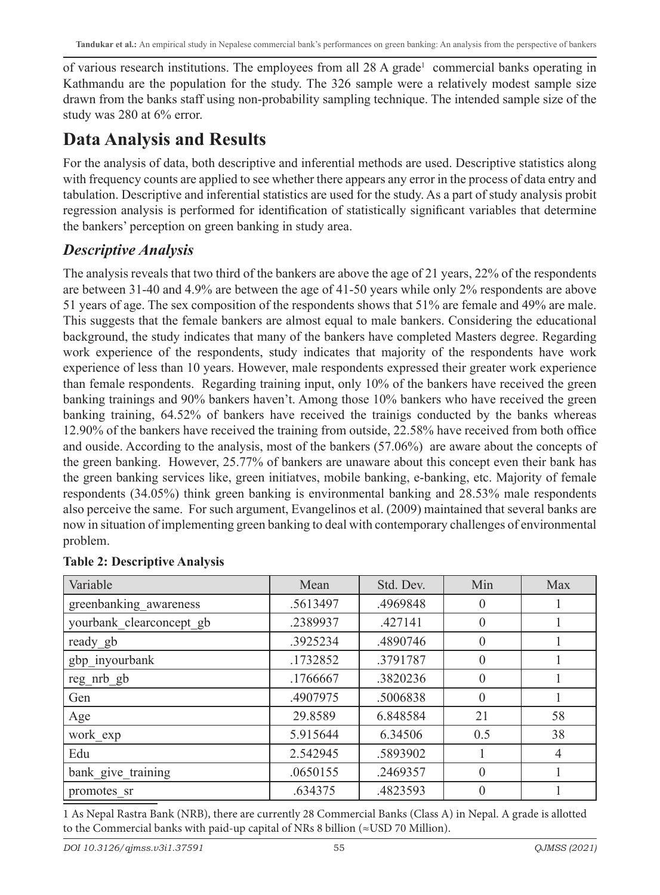of various research institutions. The employees from all 28 A grade[1] commercial banks operating in Kathmandu are the population for the study. The 326 sample were a relatively modest sample size drawn from the banks staff using non-probability sampling technique. The intended sample size of the study was 280 at 6% error.

# Data Analysis and Results

For the analysis of data, both descriptive and inferential methods are used. Descriptive statistics along with frequency counts are applied to see whether there appears any error in the process of data entry and tabulation. Descriptive and inferential statistics are used for the study. As a part of study analysis probit regression analysis is performed for identification of statistically significant variables that determine the bankers' perception on green banking in study area.

## *Descriptive Analysis*

The analysis reveals that two third of the bankers are above the age of 21 years, 22% of the respondents are between 31-40 and 4.9% are between the age of 41-50 years while only 2% respondents are above 51 years of age. The sex composition of the respondents shows that 51% are female and 49% are male. This suggests that the female bankers are almost equal to male bankers. Considering the educational background, the study indicates that many of the bankers have completed Masters degree. Regarding work experience of the respondents, study indicates that majority of the respondents have work experience of less than 10 years. However, male respondents expressed their greater work experience than female respondents. Regarding training input, only 10% of the bankers have received the green banking trainings and 90% bankers haven't. Among those 10% bankers who have received the green banking training, 64.52% of bankers have received the trainigs conducted by the banks whereas 12.90% of the bankers have received the training from outside, 22.58% have received from both office and ouside. According to the analysis, most of the bankers (57.06%) are aware about the concepts of the green banking. However, 25.77% of bankers are unaware about this concept even their bank has the green banking services like, green initiatves, mobile banking, e-banking, etc. Majority of female respondents (34.05%) think green banking is environmental banking and 28.53% male respondents also perceive the same. For such argument, Evangelinos et al. (2009) maintained that several banks are now in situation of implementing green banking to deal with contemporary challenges of environmental problem.

**Table 2: Descriptive Analysis**

| Variable | Mean | Std. Dev. | Min | Max |
|---|---|---|---|---|
| greenbanking_awareness | .5613497 | .4969848 | 0 | 1 |
| yourbank_clearconcept_gb | .2389937 | .427141 | 0 | 1 |
| ready_gb | .3925234 | .4890746 | 0 | 1 |
| gbp_inyourbank | .1732852 | .3791787 | 0 | 1 |
| reg_nrb_gb | .1766667 | .3820236 | 0 | 1 |
| Gen | .4907975 | .5006838 | 0 | 1 |
| Age | 29.8589 | 6.848584 | 21 | 58 |
| work_exp | 5.915644 | 6.34506 | 0.5 | 38 |
| Edu | 2.542945 | .5893902 | 1 | 4 |
| bank_give_training | .0650155 | .2469357 | 0 | 1 |
| promotes_sr | .634375 | .4823593 | 0 | 1 |

1 As Nepal Rastra Bank (NRB), there are currently 28 Commercial Banks (Class A) in Nepal. A grade is allotted to the Commercial banks with paid-up capital of NRs 8 billion (≈USD 70 Million).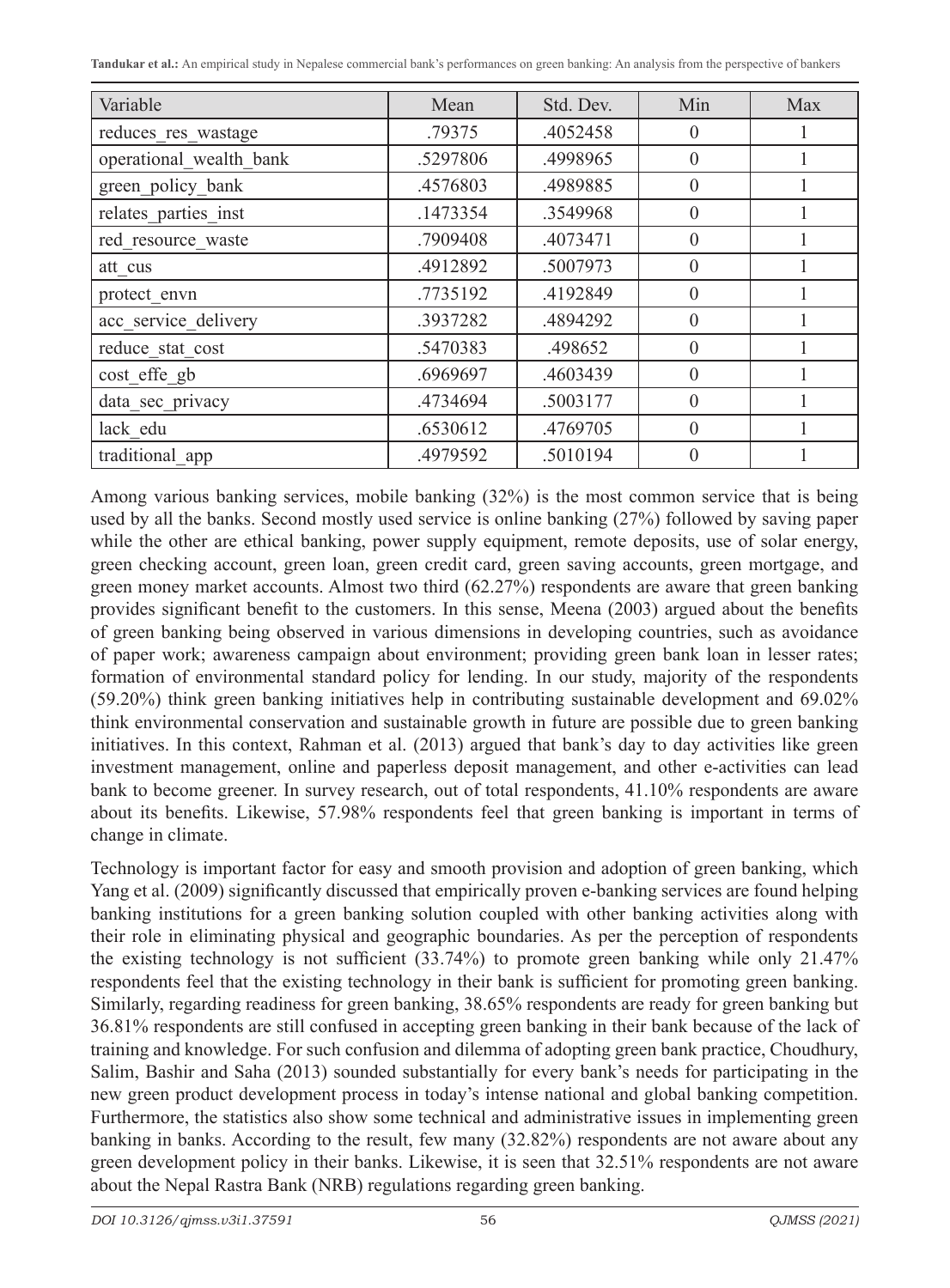| Variable | Mean | Std. Dev. | Min | Max |
|---|---|---|---|---|
| reduces_res_wastage | .79375 | .4052458 | 0 | 1 |
| operational_wealth_bank | .5297806 | .4998965 | 0 | 1 |
| green_policy_bank | .4576803 | .4989885 | 0 | 1 |
| relates_parties_inst | .1473354 | .3549968 | 0 | 1 |
| red_resource_waste | .7909408 | .4073471 | 0 | 1 |
| att_cus | .4912892 | .5007973 | 0 | 1 |
| protect_envn | .7735192 | .4192849 | 0 | 1 |
| acc_service_delivery | .3937282 | .4894292 | 0 | 1 |
| reduce_stat_cost | .5470383 | .498652 | 0 | 1 |
| cost_effe_gb | .6969697 | .4603439 | 0 | 1 |
| data_sec_privacy | .4734694 | .5003177 | 0 | 1 |
| lack_edu | .6530612 | .4769705 | 0 | 1 |
| traditional_app | .4979592 | .5010194 | 0 | 1 |

Among various banking services, mobile banking (32%) is the most common service that is being used by all the banks. Second mostly used service is online banking (27%) followed by saving paper while the other are ethical banking, power supply equipment, remote deposits, use of solar energy, green checking account, green loan, green credit card, green saving accounts, green mortgage, and green money market accounts. Almost two third (62.27%) respondents are aware that green banking provides significant benefit to the customers. In this sense, Meena (2003) argued about the benefits of green banking being observed in various dimensions in developing countries, such as avoidance of paper work; awareness campaign about environment; providing green bank loan in lesser rates; formation of environmental standard policy for lending. In our study, majority of the respondents (59.20%) think green banking initiatives help in contributing sustainable development and 69.02% think environmental conservation and sustainable growth in future are possible due to green banking initiatives. In this context, Rahman et al. (2013) argued that bank's day to day activities like green investment management, online and paperless deposit management, and other e-activities can lead bank to become greener. In survey research, out of total respondents, 41.10% respondents are aware about its benefits. Likewise, 57.98% respondents feel that green banking is important in terms of change in climate.

Technology is important factor for easy and smooth provision and adoption of green banking, which Yang et al. (2009) significantly discussed that empirically proven e-banking services are found helping banking institutions for a green banking solution coupled with other banking activities along with their role in eliminating physical and geographic boundaries. As per the perception of respondents the existing technology is not sufficient (33.74%) to promote green banking while only 21.47% respondents feel that the existing technology in their bank is sufficient for promoting green banking. Similarly, regarding readiness for green banking, 38.65% respondents are ready for green banking but 36.81% respondents are still confused in accepting green banking in their bank because of the lack of training and knowledge. For such confusion and dilemma of adopting green bank practice, Choudhury, Salim, Bashir and Saha (2013) sounded substantially for every bank's needs for participating in the new green product development process in today's intense national and global banking competition. Furthermore, the statistics also show some technical and administrative issues in implementing green banking in banks. According to the result, few many (32.82%) respondents are not aware about any green development policy in their banks. Likewise, it is seen that 32.51% respondents are not aware about the Nepal Rastra Bank (NRB) regulations regarding green banking.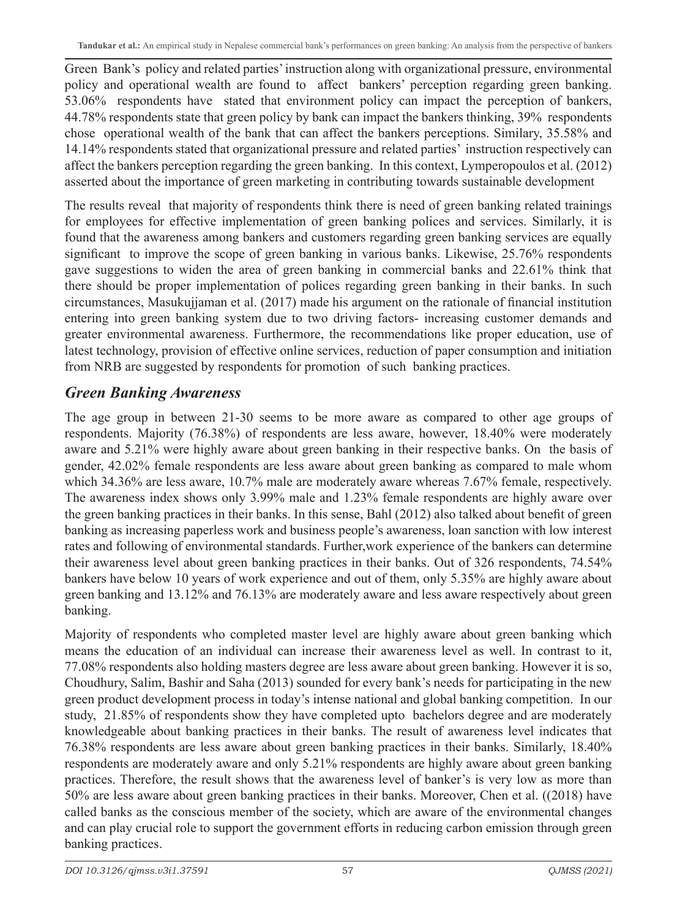Green Bank's policy and related parties' instruction along with organizational pressure, environmental policy and operational wealth are found to affect bankers' perception regarding green banking. 53.06% respondents have stated that environment policy can impact the perception of bankers, 44.78% respondents state that green policy by bank can impact the bankers thinking, 39% respondents chose operational wealth of the bank that can affect the bankers perceptions. Similary, 35.58% and 14.14% respondents stated that organizational pressure and related parties' instruction respectively can affect the bankers perception regarding the green banking. In this context, Lymperopoulos et al. (2012) asserted about the importance of green marketing in contributing towards sustainable development

The results reveal that majority of respondents think there is need of green banking related trainings for employees for effective implementation of green banking polices and services. Similarly, it is found that the awareness among bankers and customers regarding green banking services are equally significant to improve the scope of green banking in various banks. Likewise, 25.76% respondents gave suggestions to widen the area of green banking in commercial banks and 22.61% think that there should be proper implementation of polices regarding green banking in their banks. In such circumstances, Masukujjaman et al. (2017) made his argument on the rationale of financial institution entering into green banking system due to two driving factors- increasing customer demands and greater environmental awareness. Furthermore, the recommendations like proper education, use of latest technology, provision of effective online services, reduction of paper consumption and initiation from NRB are suggested by respondents for promotion of such banking practices.

## *Green Banking Awareness*

The age group in between 21-30 seems to be more aware as compared to other age groups of respondents. Majority (76.38%) of respondents are less aware, however, 18.40% were moderately aware and 5.21% were highly aware about green banking in their respective banks. On the basis of gender, 42.02% female respondents are less aware about green banking as compared to male whom which 34.36% are less aware, 10.7% male are moderately aware whereas 7.67% female, respectively. The awareness index shows only 3.99% male and 1.23% female respondents are highly aware over the green banking practices in their banks. In this sense, Bahl (2012) also talked about benefit of green banking as increasing paperless work and business people's awareness, loan sanction with low interest rates and following of environmental standards. Further,work experience of the bankers can determine their awareness level about green banking practices in their banks. Out of 326 respondents, 74.54% bankers have below 10 years of work experience and out of them, only 5.35% are highly aware about green banking and 13.12% and 76.13% are moderately aware and less aware respectively about green banking.

Majority of respondents who completed master level are highly aware about green banking which means the education of an individual can increase their awareness level as well. In contrast to it, 77.08% respondents also holding masters degree are less aware about green banking. However it is so, Choudhury, Salim, Bashir and Saha (2013) sounded for every bank's needs for participating in the new green product development process in today's intense national and global banking competition. In our study, 21.85% of respondents show they have completed upto bachelors degree and are moderately knowledgeable about banking practices in their banks. The result of awareness level indicates that 76.38% respondents are less aware about green banking practices in their banks. Similarly, 18.40% respondents are moderately aware and only 5.21% respondents are highly aware about green banking practices. Therefore, the result shows that the awareness level of banker's is very low as more than 50% are less aware about green banking practices in their banks. Moreover, Chen et al. ((2018) have called banks as the conscious member of the society, which are aware of the environmental changes and can play crucial role to support the government efforts in reducing carbon emission through green banking practices.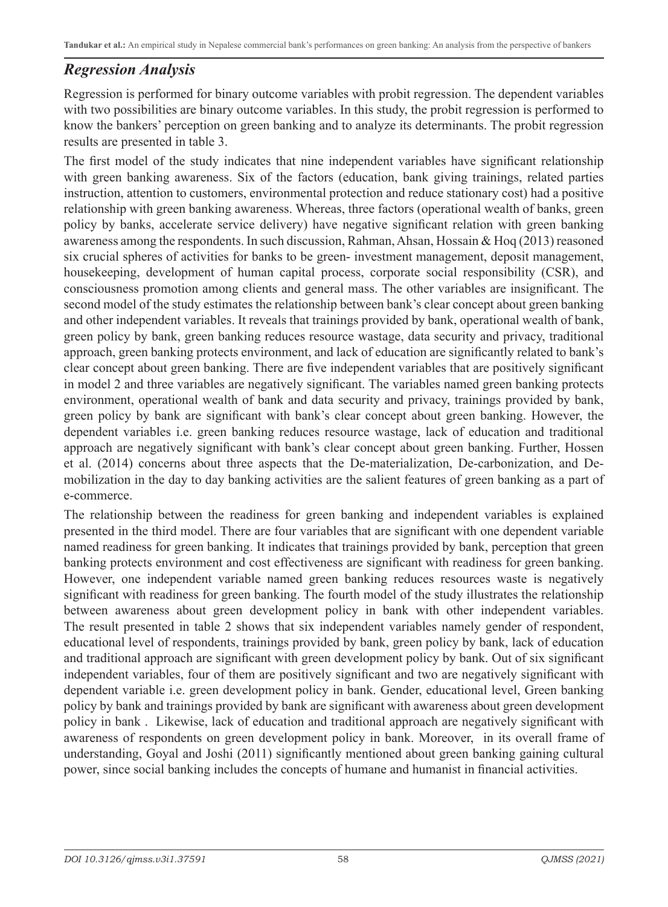## *Regression Analysis*

Regression is performed for binary outcome variables with probit regression. The dependent variables with two possibilities are binary outcome variables. In this study, the probit regression is performed to know the bankers' perception on green banking and to analyze its determinants. The probit regression results are presented in table 3.

The first model of the study indicates that nine independent variables have significant relationship with green banking awareness. Six of the factors (education, bank giving trainings, related parties instruction, attention to customers, environmental protection and reduce stationary cost) had a positive relationship with green banking awareness. Whereas, three factors (operational wealth of banks, green policy by banks, accelerate service delivery) have negative significant relation with green banking awareness among the respondents. In such discussion, Rahman, Ahsan, Hossain & Hoq (2013) reasoned six crucial spheres of activities for banks to be green- investment management, deposit management, housekeeping, development of human capital process, corporate social responsibility (CSR), and consciousness promotion among clients and general mass. The other variables are insignificant. The second model of the study estimates the relationship between bank's clear concept about green banking and other independent variables. It reveals that trainings provided by bank, operational wealth of bank, green policy by bank, green banking reduces resource wastage, data security and privacy, traditional approach, green banking protects environment, and lack of education are significantly related to bank's clear concept about green banking. There are five independent variables that are positively significant in model 2 and three variables are negatively significant. The variables named green banking protects environment, operational wealth of bank and data security and privacy, trainings provided by bank, green policy by bank are significant with bank's clear concept about green banking. However, the dependent variables i.e. green banking reduces resource wastage, lack of education and traditional approach are negatively significant with bank's clear concept about green banking. Further, Hossen et al. (2014) concerns about three aspects that the De-materialization, De-carbonization, and De-mobilization in the day to day banking activities are the salient features of green banking as a part of e-commerce.

The relationship between the readiness for green banking and independent variables is explained presented in the third model. There are four variables that are significant with one dependent variable named readiness for green banking. It indicates that trainings provided by bank, perception that green banking protects environment and cost effectiveness are significant with readiness for green banking. However, one independent variable named green banking reduces resources waste is negatively significant with readiness for green banking. The fourth model of the study illustrates the relationship between awareness about green development policy in bank with other independent variables. The result presented in table 2 shows that six independent variables namely gender of respondent, educational level of respondents, trainings provided by bank, green policy by bank, lack of education and traditional approach are significant with green development policy by bank. Out of six significant independent variables, four of them are positively significant and two are negatively significant with dependent variable i.e. green development policy in bank. Gender, educational level, Green banking policy by bank and trainings provided by bank are significant with awareness about green development policy in bank . Likewise, lack of education and traditional approach are negatively significant with awareness of respondents on green development policy in bank. Moreover, in its overall frame of understanding, Goyal and Joshi (2011) significantly mentioned about green banking gaining cultural power, since social banking includes the concepts of humane and humanist in financial activities.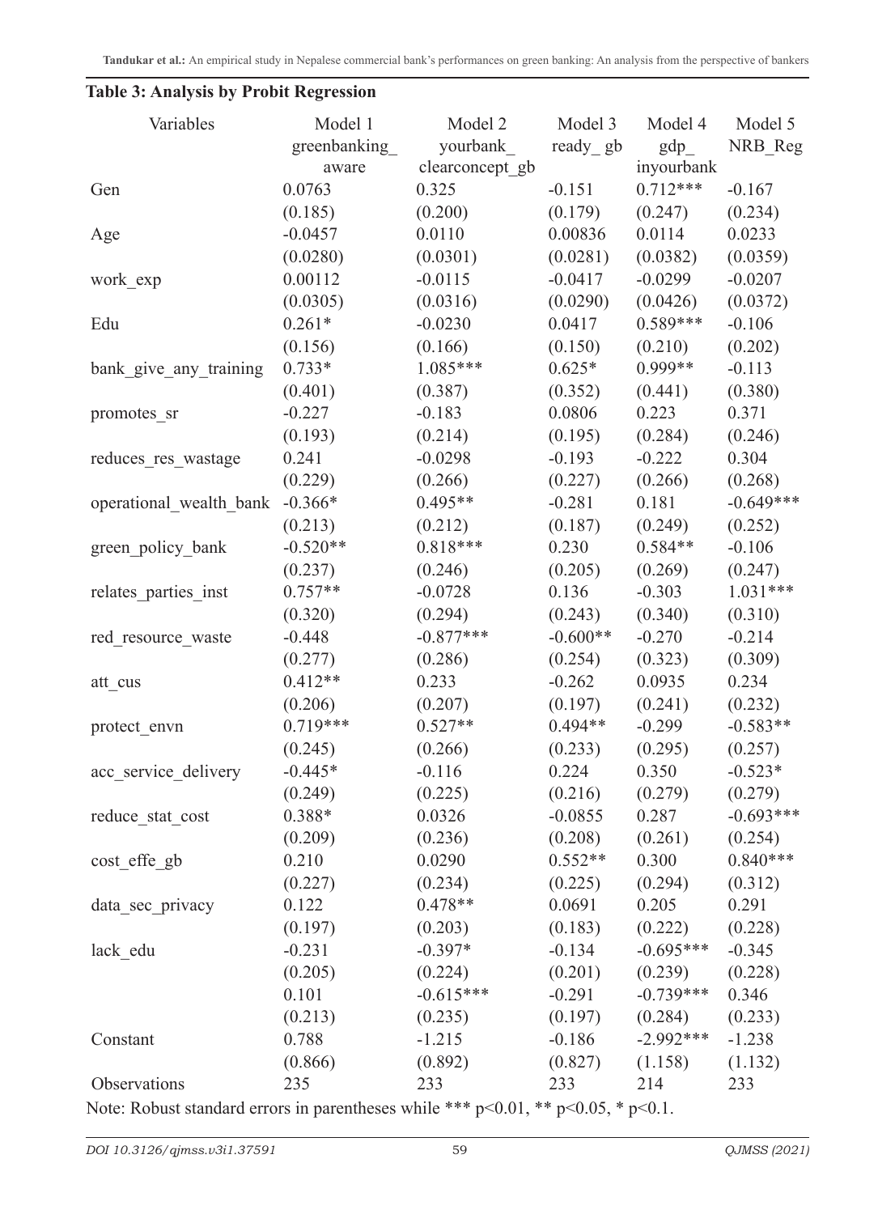**Table 3: Analysis by Probit Regression**

| Variables | Model 1 greenbanking_aware | Model 2 yourbank_clearconcept_gb | Model 3 ready_gb | Model 4 gdp_inyourbank | Model 5 NRB_Reg |
|---|---|---|---|---|---|
| Gen | 0.0763 | 0.325 | -0.151 | 0.712*** | -0.167 |
| | (0.185) | (0.200) | (0.179) | (0.247) | (0.234) |
| Age | -0.0457 | 0.0110 | 0.00836 | 0.0114 | 0.0233 |
| | (0.0280) | (0.0301) | (0.0281) | (0.0382) | (0.0359) |
| work_exp | 0.00112 | -0.0115 | -0.0417 | -0.0299 | -0.0207 |
| | (0.0305) | (0.0316) | (0.0290) | (0.0426) | (0.0372) |
| Edu | 0.261* | -0.0230 | 0.0417 | 0.589*** | -0.106 |
| | (0.156) | (0.166) | (0.150) | (0.210) | (0.202) |
| bank_give_any_training | 0.733* | 1.085*** | 0.625* | 0.999** | -0.113 |
| | (0.401) | (0.387) | (0.352) | (0.441) | (0.380) |
| promotes_sr | -0.227 | -0.183 | 0.0806 | 0.223 | 0.371 |
| | (0.193) | (0.214) | (0.195) | (0.284) | (0.246) |
| reduces_res_wastage | 0.241 | -0.0298 | -0.193 | -0.222 | 0.304 |
| | (0.229) | (0.266) | (0.227) | (0.266) | (0.268) |
| operational_wealth_bank | -0.366* | 0.495** | -0.281 | 0.181 | -0.649*** |
| | (0.213) | (0.212) | (0.187) | (0.249) | (0.252) |
| green_policy_bank | -0.520** | 0.818*** | 0.230 | 0.584** | -0.106 |
| | (0.237) | (0.246) | (0.205) | (0.269) | (0.247) |
| relates_parties_inst | 0.757** | -0.0728 | 0.136 | -0.303 | 1.031*** |
| | (0.320) | (0.294) | (0.243) | (0.340) | (0.310) |
| red_resource_waste | -0.448 | -0.877*** | -0.600** | -0.270 | -0.214 |
| | (0.277) | (0.286) | (0.254) | (0.323) | (0.309) |
| att_cus | 0.412** | 0.233 | -0.262 | 0.0935 | 0.234 |
| | (0.206) | (0.207) | (0.197) | (0.241) | (0.232) |
| protect_envn | 0.719*** | 0.527** | 0.494** | -0.299 | -0.583** |
| | (0.245) | (0.266) | (0.233) | (0.295) | (0.257) |
| acc_service_delivery | -0.445* | -0.116 | 0.224 | 0.350 | -0.523* |
| | (0.249) | (0.225) | (0.216) | (0.279) | (0.279) |
| reduce_stat_cost | 0.388* | 0.0326 | -0.0855 | 0.287 | -0.693*** |
| | (0.209) | (0.236) | (0.208) | (0.261) | (0.254) |
| cost_effe_gb | 0.210 | 0.0290 | 0.552** | 0.300 | 0.840*** |
| | (0.227) | (0.234) | (0.225) | (0.294) | (0.312) |
| data_sec_privacy | 0.122 | 0.478** | 0.0691 | 0.205 | 0.291 |
| | (0.197) | (0.203) | (0.183) | (0.222) | (0.228) |
| lack_edu | -0.231 | -0.397* | -0.134 | -0.695*** | -0.345 |
| | (0.205) | (0.224) | (0.201) | (0.239) | (0.228) |
| | 0.101 | -0.615*** | -0.291 | -0.739*** | 0.346 |
| | (0.213) | (0.235) | (0.197) | (0.284) | (0.233) |
| Constant | 0.788 | -1.215 | -0.186 | -2.992*** | -1.238 |
| | (0.866) | (0.892) | (0.827) | (1.158) | (1.132) |
| Observations | 235 | 233 | 233 | 214 | 233 |

Note: Robust standard errors in parentheses while *** p<0.01, ** p<0.05, * p<0.1.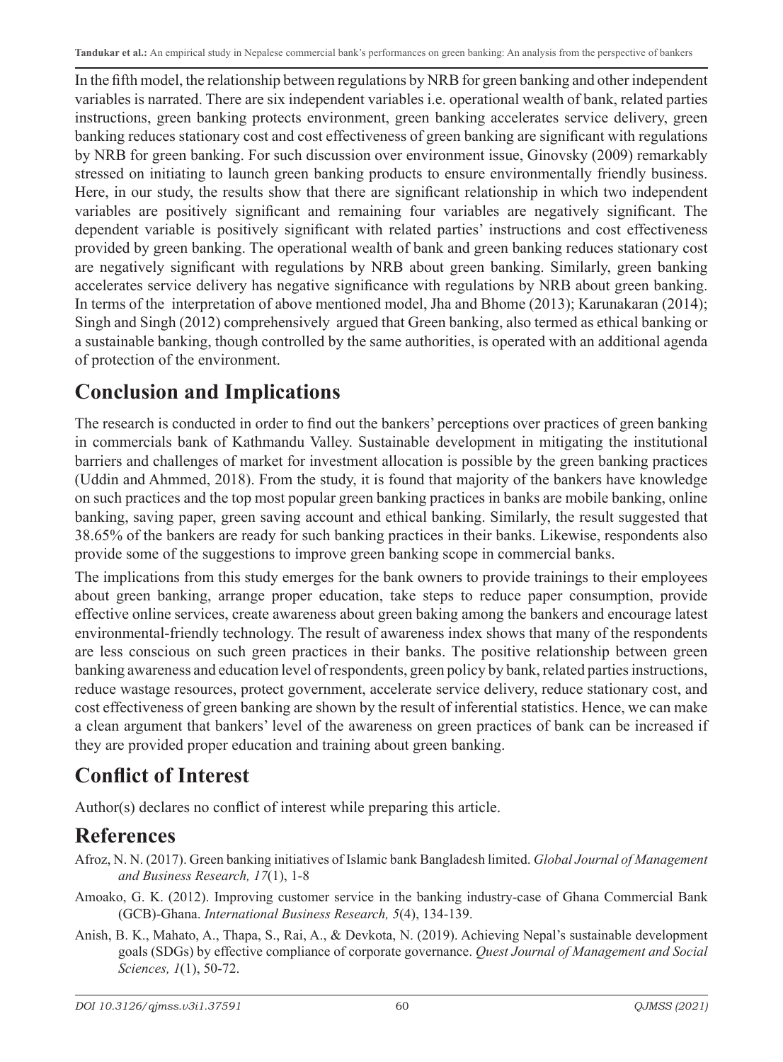In the fifth model, the relationship between regulations by NRB for green banking and other independent variables is narrated. There are six independent variables i.e. operational wealth of bank, related parties instructions, green banking protects environment, green banking accelerates service delivery, green banking reduces stationary cost and cost effectiveness of green banking are significant with regulations by NRB for green banking. For such discussion over environment issue, Ginovsky (2009) remarkably stressed on initiating to launch green banking products to ensure environmentally friendly business. Here, in our study, the results show that there are significant relationship in which two independent variables are positively significant and remaining four variables are negatively significant. The dependent variable is positively significant with related parties' instructions and cost effectiveness provided by green banking. The operational wealth of bank and green banking reduces stationary cost are negatively significant with regulations by NRB about green banking. Similarly, green banking accelerates service delivery has negative significance with regulations by NRB about green banking. In terms of the interpretation of above mentioned model, Jha and Bhome (2013); Karunakaran (2014); Singh and Singh (2012) comprehensively argued that Green banking, also termed as ethical banking or a sustainable banking, though controlled by the same authorities, is operated with an additional agenda of protection of the environment.

## Conclusion and Implications

The research is conducted in order to find out the bankers' perceptions over practices of green banking in commercials bank of Kathmandu Valley. Sustainable development in mitigating the institutional barriers and challenges of market for investment allocation is possible by the green banking practices (Uddin and Ahmmed, 2018). From the study, it is found that majority of the bankers have knowledge on such practices and the top most popular green banking practices in banks are mobile banking, online banking, saving paper, green saving account and ethical banking. Similarly, the result suggested that 38.65% of the bankers are ready for such banking practices in their banks. Likewise, respondents also provide some of the suggestions to improve green banking scope in commercial banks.

The implications from this study emerges for the bank owners to provide trainings to their employees about green banking, arrange proper education, take steps to reduce paper consumption, provide effective online services, create awareness about green baking among the bankers and encourage latest environmental-friendly technology. The result of awareness index shows that many of the respondents are less conscious on such green practices in their banks. The positive relationship between green banking awareness and education level of respondents, green policy by bank, related parties instructions, reduce wastage resources, protect government, accelerate service delivery, reduce stationary cost, and cost effectiveness of green banking are shown by the result of inferential statistics. Hence, we can make a clean argument that bankers' level of the awareness on green practices of bank can be increased if they are provided proper education and training about green banking.

## Conflict of Interest

Author(s) declares no conflict of interest while preparing this article.

## References

Afroz, N. N. (2017). Green banking initiatives of Islamic bank Bangladesh limited. *Global Journal of Management and Business Research, 17*(1), 1-8

Amoako, G. K. (2012). Improving customer service in the banking industry-case of Ghana Commercial Bank (GCB)-Ghana. *International Business Research, 5*(4), 134-139.

Anish, B. K., Mahato, A., Thapa, S., Rai, A., & Devkota, N. (2019). Achieving Nepal's sustainable development goals (SDGs) by effective compliance of corporate governance. *Quest Journal of Management and Social Sciences, 1*(1), 50-72.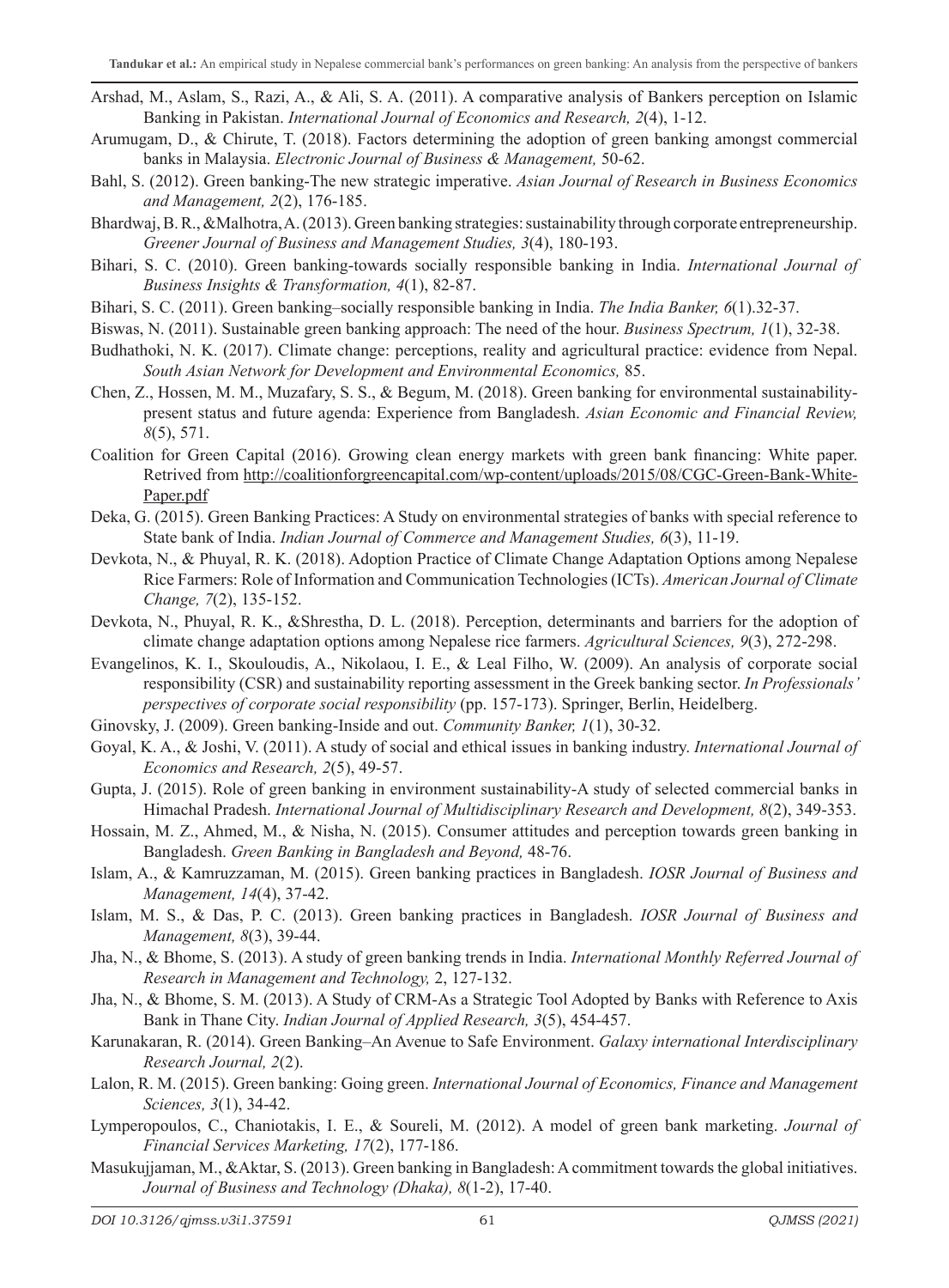Arshad, M., Aslam, S., Razi, A., & Ali, S. A. (2011). A comparative analysis of Bankers perception on Islamic Banking in Pakistan. *International Journal of Economics and Research, 2*(4), 1-12.

Arumugam, D., & Chirute, T. (2018). Factors determining the adoption of green banking amongst commercial banks in Malaysia. *Electronic Journal of Business & Management,* 50-62.

Bahl, S. (2012). Green banking-The new strategic imperative. *Asian Journal of Research in Business Economics and Management, 2*(2), 176-185.

Bhardwaj, B. R., &Malhotra, A. (2013). Green banking strategies: sustainability through corporate entrepreneurship. *Greener Journal of Business and Management Studies, 3*(4), 180-193.

Bihari, S. C. (2010). Green banking-towards socially responsible banking in India. *International Journal of Business Insights & Transformation, 4*(1), 82-87.

Bihari, S. C. (2011). Green banking–socially responsible banking in India. *The India Banker, 6*(1).32-37.

Biswas, N. (2011). Sustainable green banking approach: The need of the hour. *Business Spectrum, 1*(1), 32-38.

Budhathoki, N. K. (2017). Climate change: perceptions, reality and agricultural practice: evidence from Nepal. *South Asian Network for Development and Environmental Economics,* 85.

Chen, Z., Hossen, M. M., Muzafary, S. S., & Begum, M. (2018). Green banking for environmental sustainability-present status and future agenda: Experience from Bangladesh. *Asian Economic and Financial Review, 8*(5), 571.

Coalition for Green Capital (2016). Growing clean energy markets with green bank financing: White paper. Retrived from http://coalitionforgreencapital.com/wp-content/uploads/2015/08/CGC-Green-Bank-White-Paper.pdf

Deka, G. (2015). Green Banking Practices: A Study on environmental strategies of banks with special reference to State bank of India. *Indian Journal of Commerce and Management Studies, 6*(3), 11-19.

Devkota, N., & Phuyal, R. K. (2018). Adoption Practice of Climate Change Adaptation Options among Nepalese Rice Farmers: Role of Information and Communication Technologies (ICTs). *American Journal of Climate Change, 7*(2), 135-152.

Devkota, N., Phuyal, R. K., &Shrestha, D. L. (2018). Perception, determinants and barriers for the adoption of climate change adaptation options among Nepalese rice farmers. *Agricultural Sciences, 9*(3), 272-298.

Evangelinos, K. I., Skouloudis, A., Nikolaou, I. E., & Leal Filho, W. (2009). An analysis of corporate social responsibility (CSR) and sustainability reporting assessment in the Greek banking sector. *In Professionals' perspectives of corporate social responsibility* (pp. 157-173). Springer, Berlin, Heidelberg.

Ginovsky, J. (2009). Green banking-Inside and out. *Community Banker, 1*(1), 30-32.

Goyal, K. A., & Joshi, V. (2011). A study of social and ethical issues in banking industry. *International Journal of Economics and Research, 2*(5), 49-57.

Gupta, J. (2015). Role of green banking in environment sustainability-A study of selected commercial banks in Himachal Pradesh. *International Journal of Multidisciplinary Research and Development, 8*(2), 349-353.

Hossain, M. Z., Ahmed, M., & Nisha, N. (2015). Consumer attitudes and perception towards green banking in Bangladesh. *Green Banking in Bangladesh and Beyond,* 48-76.

Islam, A., & Kamruzzaman, M. (2015). Green banking practices in Bangladesh. *IOSR Journal of Business and Management, 14*(4), 37-42.

Islam, M. S., & Das, P. C. (2013). Green banking practices in Bangladesh. *IOSR Journal of Business and Management, 8*(3), 39-44.

Jha, N., & Bhome, S. (2013). A study of green banking trends in India. *International Monthly Referred Journal of Research in Management and Technology,* 2, 127-132.

Jha, N., & Bhome, S. M. (2013). A Study of CRM-As a Strategic Tool Adopted by Banks with Reference to Axis Bank in Thane City. *Indian Journal of Applied Research, 3*(5), 454-457.

Karunakaran, R. (2014). Green Banking–An Avenue to Safe Environment. *Galaxy international Interdisciplinary Research Journal, 2*(2).

Lalon, R. M. (2015). Green banking: Going green. *International Journal of Economics, Finance and Management Sciences, 3*(1), 34-42.

Lymperopoulos, C., Chaniotakis, I. E., & Soureli, M. (2012). A model of green bank marketing. *Journal of Financial Services Marketing, 17*(2), 177-186.

Masukujjaman, M., &Aktar, S. (2013). Green banking in Bangladesh: A commitment towards the global initiatives. *Journal of Business and Technology (Dhaka), 8*(1-2), 17-40.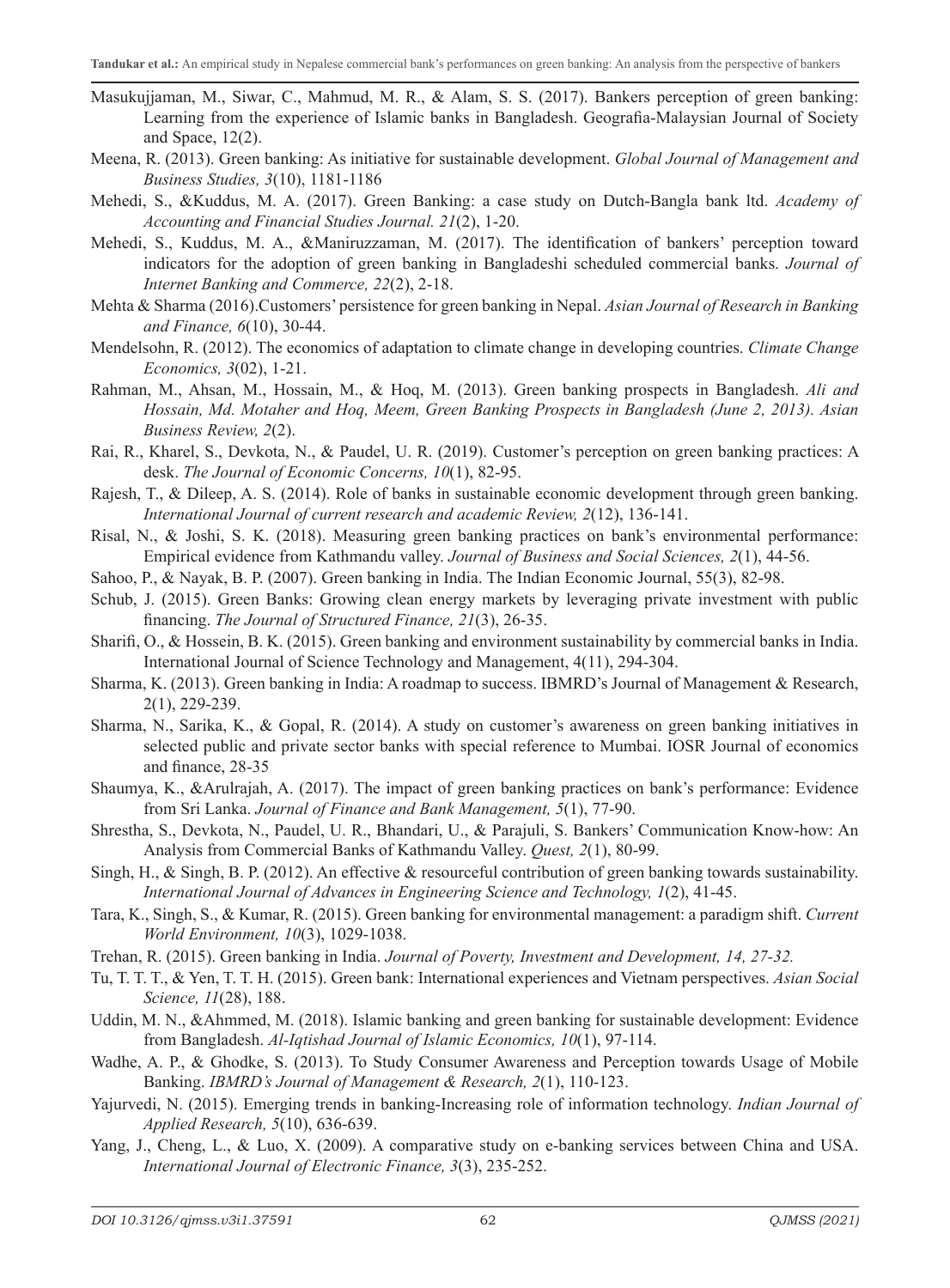Masukujjaman, M., Siwar, C., Mahmud, M. R., & Alam, S. S. (2017). Bankers perception of green banking: Learning from the experience of Islamic banks in Bangladesh. Geografia-Malaysian Journal of Society and Space, 12(2).

Meena, R. (2013). Green banking: As initiative for sustainable development. *Global Journal of Management and Business Studies, 3*(10), 1181-1186

Mehedi, S., &Kuddus, M. A. (2017). Green Banking: a case study on Dutch-Bangla bank ltd. *Academy of Accounting and Financial Studies Journal. 21*(2), 1-20.

Mehedi, S., Kuddus, M. A., &Maniruzzaman, M. (2017). The identification of bankers' perception toward indicators for the adoption of green banking in Bangladeshi scheduled commercial banks. *Journal of Internet Banking and Commerce, 22*(2), 2-18.

Mehta & Sharma (2016).Customers' persistence for green banking in Nepal. *Asian Journal of Research in Banking and Finance, 6*(10), 30-44.

Mendelsohn, R. (2012). The economics of adaptation to climate change in developing countries. *Climate Change Economics, 3*(02), 1-21.

Rahman, M., Ahsan, M., Hossain, M., & Hoq, M. (2013). Green banking prospects in Bangladesh. *Ali and Hossain, Md. Motaher and Hoq, Meem, Green Banking Prospects in Bangladesh (June 2, 2013). Asian Business Review, 2*(2).

Rai, R., Kharel, S., Devkota, N., & Paudel, U. R. (2019). Customer's perception on green banking practices: A desk. *The Journal of Economic Concerns, 10*(1), 82-95.

Rajesh, T., & Dileep, A. S. (2014). Role of banks in sustainable economic development through green banking. *International Journal of current research and academic Review, 2*(12), 136-141.

Risal, N., & Joshi, S. K. (2018). Measuring green banking practices on bank's environmental performance: Empirical evidence from Kathmandu valley. *Journal of Business and Social Sciences, 2*(1), 44-56.

Sahoo, P., & Nayak, B. P. (2007). Green banking in India. The Indian Economic Journal, 55(3), 82-98.

Schub, J. (2015). Green Banks: Growing clean energy markets by leveraging private investment with public financing. *The Journal of Structured Finance, 21*(3), 26-35.

Sharifi, O., & Hossein, B. K. (2015). Green banking and environment sustainability by commercial banks in India. International Journal of Science Technology and Management, 4(11), 294-304.

Sharma, K. (2013). Green banking in India: A roadmap to success. IBMRD's Journal of Management & Research, 2(1), 229-239.

Sharma, N., Sarika, K., & Gopal, R. (2014). A study on customer's awareness on green banking initiatives in selected public and private sector banks with special reference to Mumbai. IOSR Journal of economics and finance, 28-35

Shaumya, K., &Arulrajah, A. (2017). The impact of green banking practices on bank's performance: Evidence from Sri Lanka. *Journal of Finance and Bank Management, 5*(1), 77-90.

Shrestha, S., Devkota, N., Paudel, U. R., Bhandari, U., & Parajuli, S. Bankers' Communication Know-how: An Analysis from Commercial Banks of Kathmandu Valley. *Quest, 2*(1), 80-99.

Singh, H., & Singh, B. P. (2012). An effective & resourceful contribution of green banking towards sustainability. *International Journal of Advances in Engineering Science and Technology, 1*(2), 41-45.

Tara, K., Singh, S., & Kumar, R. (2015). Green banking for environmental management: a paradigm shift. *Current World Environment, 10*(3), 1029-1038.

Trehan, R. (2015). Green banking in India. *Journal of Poverty, Investment and Development, 14, 27-32.*

Tu, T. T. T., & Yen, T. T. H. (2015). Green bank: International experiences and Vietnam perspectives. *Asian Social Science, 11*(28), 188.

Uddin, M. N., &Ahmmed, M. (2018). Islamic banking and green banking for sustainable development: Evidence from Bangladesh. *Al-Iqtishad Journal of Islamic Economics, 10*(1), 97-114.

Wadhe, A. P., & Ghodke, S. (2013). To Study Consumer Awareness and Perception towards Usage of Mobile Banking. *IBMRD's Journal of Management & Research, 2*(1), 110-123.

Yajurvedi, N. (2015). Emerging trends in banking-Increasing role of information technology. *Indian Journal of Applied Research, 5*(10), 636-639.

Yang, J., Cheng, L., & Luo, X. (2009). A comparative study on e-banking services between China and USA. *International Journal of Electronic Finance, 3*(3), 235-252.